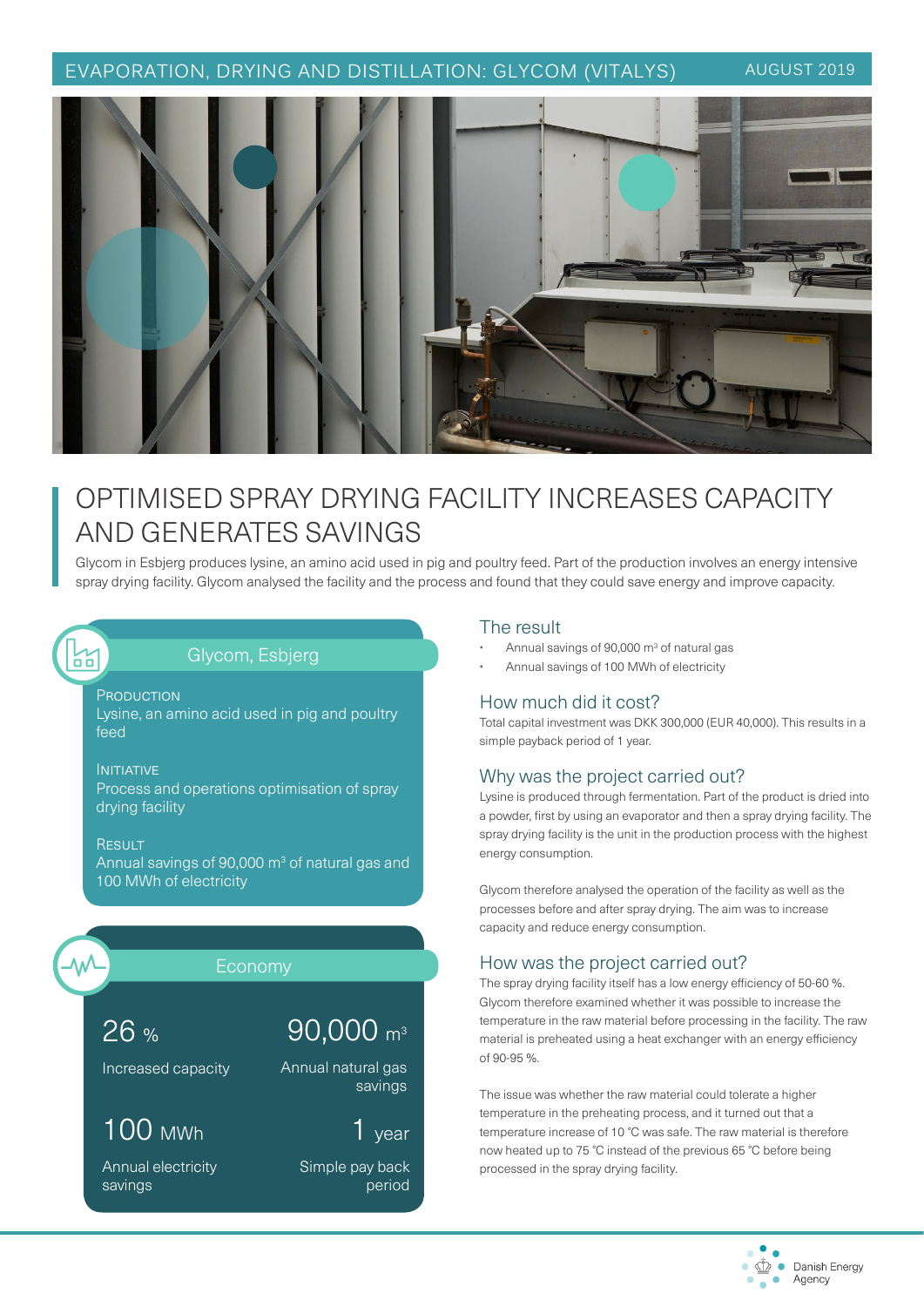EVAPORATION, DRYING AND DISTILLATION: GLYCOM (VITALYS) — AUGUST 2019

# OPTIMISED SPRAY DRYING FACILITY INCREASES CAPACITY AND GENERATES SAVINGS

Glycom in Esbjerg produces lysine, an amino acid used in pig and poultry feed. Part of the production involves an energy intensive spray drying facility. Glycom analysed the facility and the process and found that they could save energy and improve capacity.

## Glycom, Esbjerg

**Production**
Lysine, an amino acid used in pig and poultry feed

**Initiative**
Process and operations optimisation of spray drying facility

**Result**
Annual savings of 90,000 $m^3$ of natural gas and 100 MWh of electricity

## Economy

| | |
|---|---|
| 26 % Increased capacity | 90,000 $m^3$ Annual natural gas savings |
| 100 MWh Annual electricity savings | 1 year Simple pay back period |

## The result

- Annual savings of 90,000 $m^3$ of natural gas
- Annual savings of 100 MWh of electricity

## How much did it cost?

Total capital investment was DKK 300,000 (EUR 40,000). This results in a simple payback period of 1 year.

## Why was the project carried out?

Lysine is produced through fermentation. Part of the product is dried into a powder, first by using an evaporator and then a spray drying facility. The spray drying facility is the unit in the production process with the highest energy consumption.

Glycom therefore analysed the operation of the facility as well as the processes before and after spray drying. The aim was to increase capacity and reduce energy consumption.

## How was the project carried out?

The spray drying facility itself has a low energy efficiency of 50-60 %. Glycom therefore examined whether it was possible to increase the temperature in the raw material before processing in the facility. The raw material is preheated using a heat exchanger with an energy efficiency of 90-95 %.

The issue was whether the raw material could tolerate a higher temperature in the preheating process, and it turned out that a temperature increase of 10 °C was safe. The raw material is therefore now heated up to 75 °C instead of the previous 65 °C before being processed in the spray drying facility.

Danish Energy Agency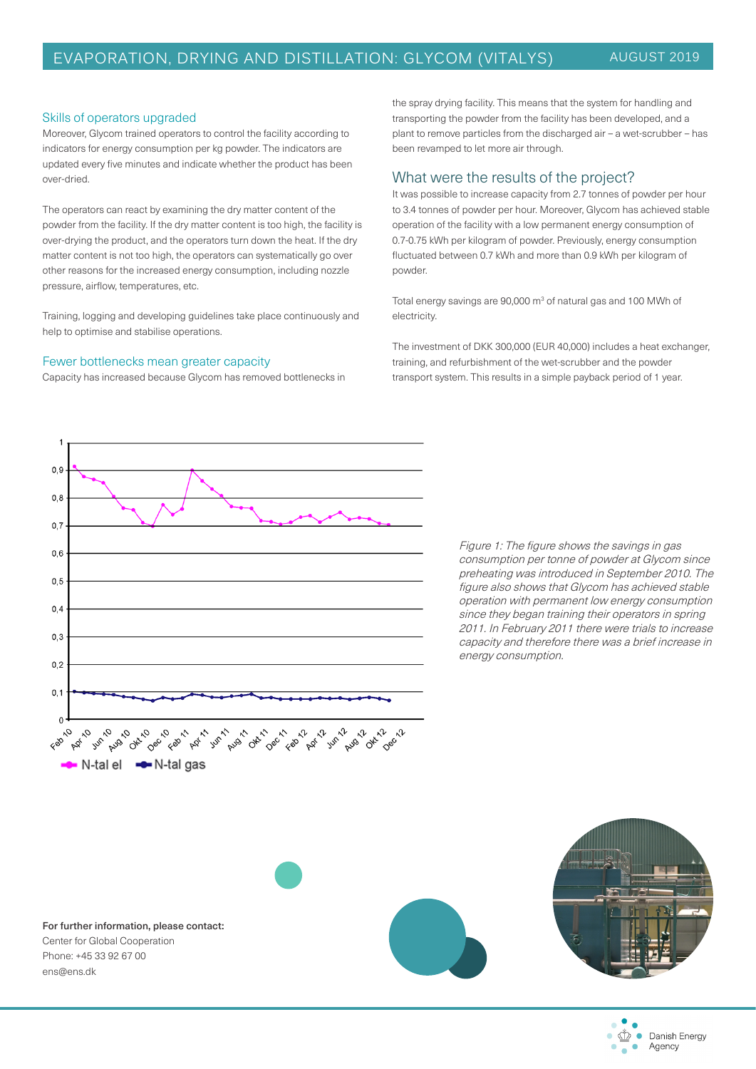## Skills of operators upgraded

Moreover, Glycom trained operators to control the facility according to indicators for energy consumption per kg powder. The indicators are updated every five minutes and indicate whether the product has been over-dried.

The operators can react by examining the dry matter content of the powder from the facility. If the dry matter content is too high, the facility is over-drying the product, and the operators turn down the heat. If the dry matter content is not too high, the operators can systematically go over other reasons for the increased energy consumption, including nozzle pressure, airflow, temperatures, etc.

Training, logging and developing guidelines take place continuously and help to optimise and stabilise operations.

## Fewer bottlenecks mean greater capacity

Capacity has increased because Glycom has removed bottlenecks in the spray drying facility. This means that the system for handling and transporting the powder from the facility has been developed, and a plant to remove particles from the discharged air – a wet-scrubber – has been revamped to let more air through.

## What were the results of the project?

It was possible to increase capacity from 2.7 tonnes of powder per hour to 3.4 tonnes of powder per hour. Moreover, Glycom has achieved stable operation of the facility with a low permanent energy consumption of 0.7-0.75 kWh per kilogram of powder. Previously, energy consumption fluctuated between 0.7 kWh and more than 0.9 kWh per kilogram of powder.

Total energy savings are 90,000 m$^3$ of natural gas and 100 MWh of electricity.

The investment of DKK 300,000 (EUR 40,000) includes a heat exchanger, training, and refurbishment of the wet-scrubber and the powder transport system. This results in a simple payback period of 1 year.

1
0,9
0,8
0,7
0,6
0,5
0,4
0,3
0,2
0,1
0

Feb 10, Apr 10, Jun 10, Aug 10, Okt 10, Dec 10, Feb 11, Apr 11, Jun 11, Aug 11, Okt 11, Dec 11, Feb 12, Apr 12, Jun 12, Aug 12, Okt 12, Dec 12

N-tal el   N-tal gas

*Figure 1: The figure shows the savings in gas consumption per tonne of powder at Glycom since preheating was introduced in September 2010. The figure also shows that Glycom has achieved stable operation with permanent low energy consumption since they began training their operators in spring 2011. In February 2011 there were trials to increase capacity and therefore there was a brief increase in energy consumption.*

**For further information, please contact:**
Center for Global Cooperation
Phone: +45 33 92 67 00
ens@ens.dk

Danish Energy Agency